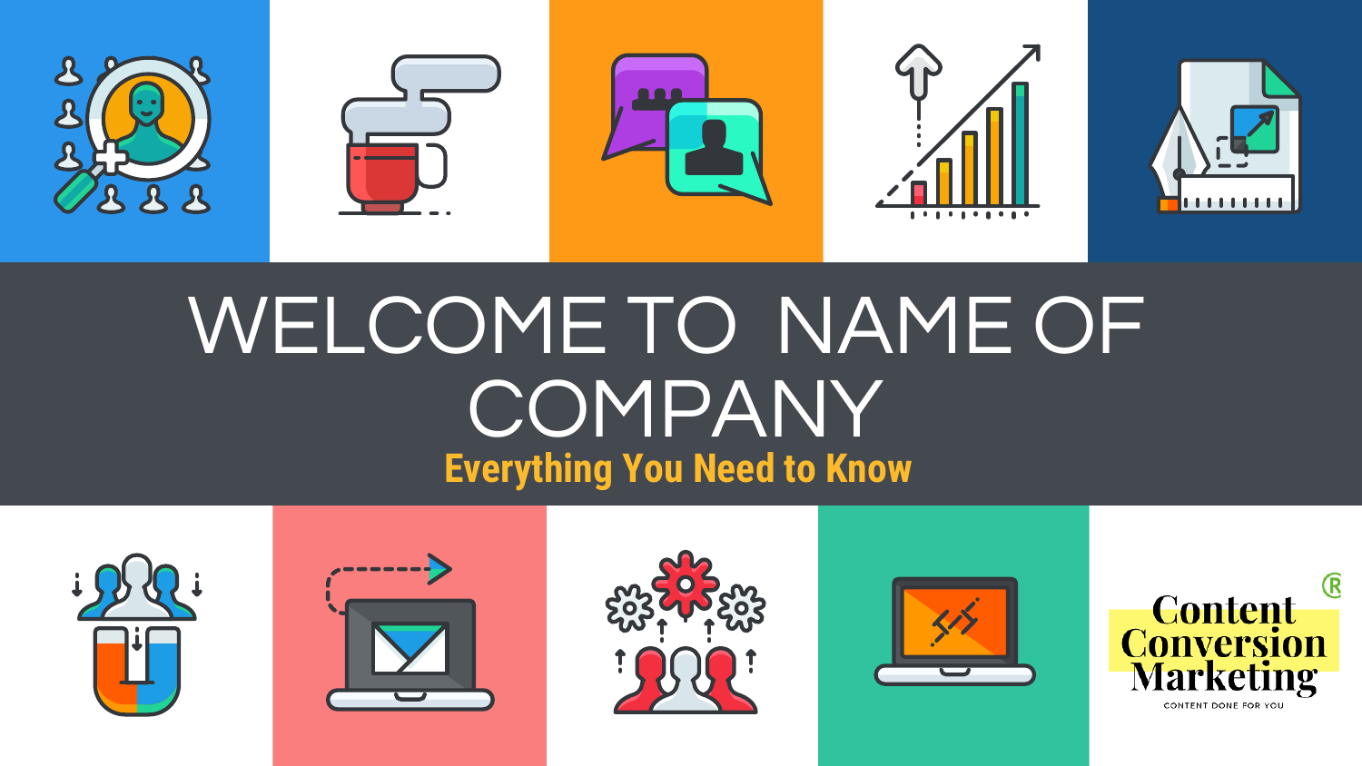# WELCOME TO NAME OF COMPANY

**Everything You Need to Know**

Content Conversion Marketing®

CONTENT DONE FOR YOU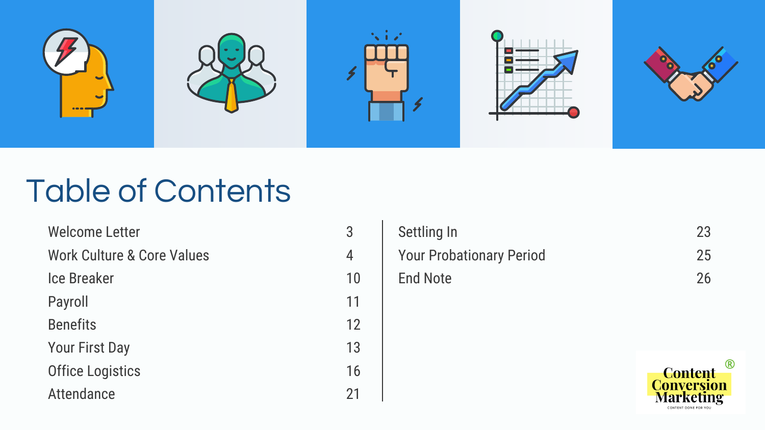# Table of Contents

| | |
|---|---|
| Welcome Letter | 3 |
| Work Culture & Core Values | 4 |
| Ice Breaker | 10 |
| Payroll | 11 |
| Benefits | 12 |
| Your First Day | 13 |
| Office Logistics | 16 |
| Attendance | 21 |
| Settling In | 23 |
| Your Probationary Period | 25 |
| End Note | 26 |

Content Conversion Marketing®
CONTENT DONE FOR YOU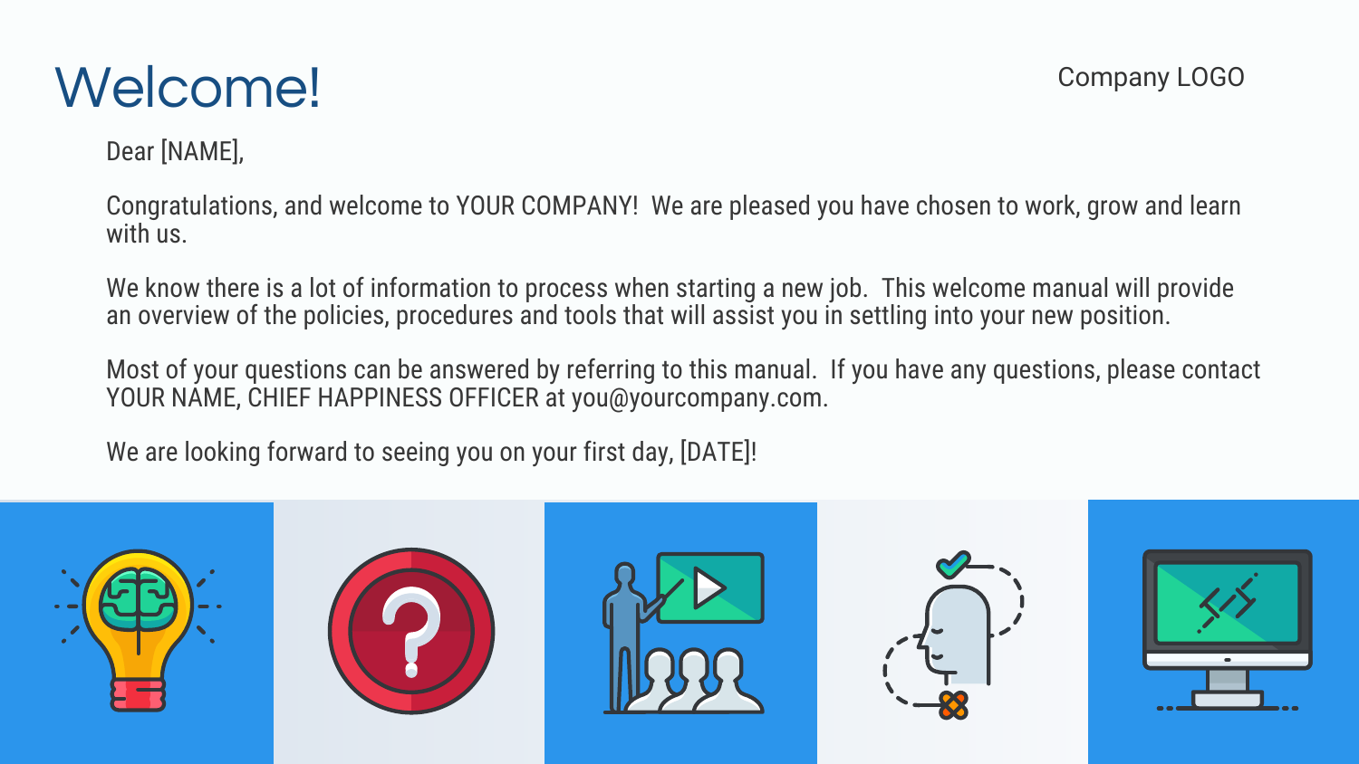# Welcome!

Company LOGO

Dear [NAME],

Congratulations, and welcome to YOUR COMPANY! We are pleased you have chosen to work, grow and learn with us.

We know there is a lot of information to process when starting a new job. This welcome manual will provide an overview of the policies, procedures and tools that will assist you in settling into your new position.

Most of your questions can be answered by referring to this manual. If you have any questions, please contact YOUR NAME, CHIEF HAPPINESS OFFICER at you@yourcompany.com.

We are looking forward to seeing you on your first day, [DATE]!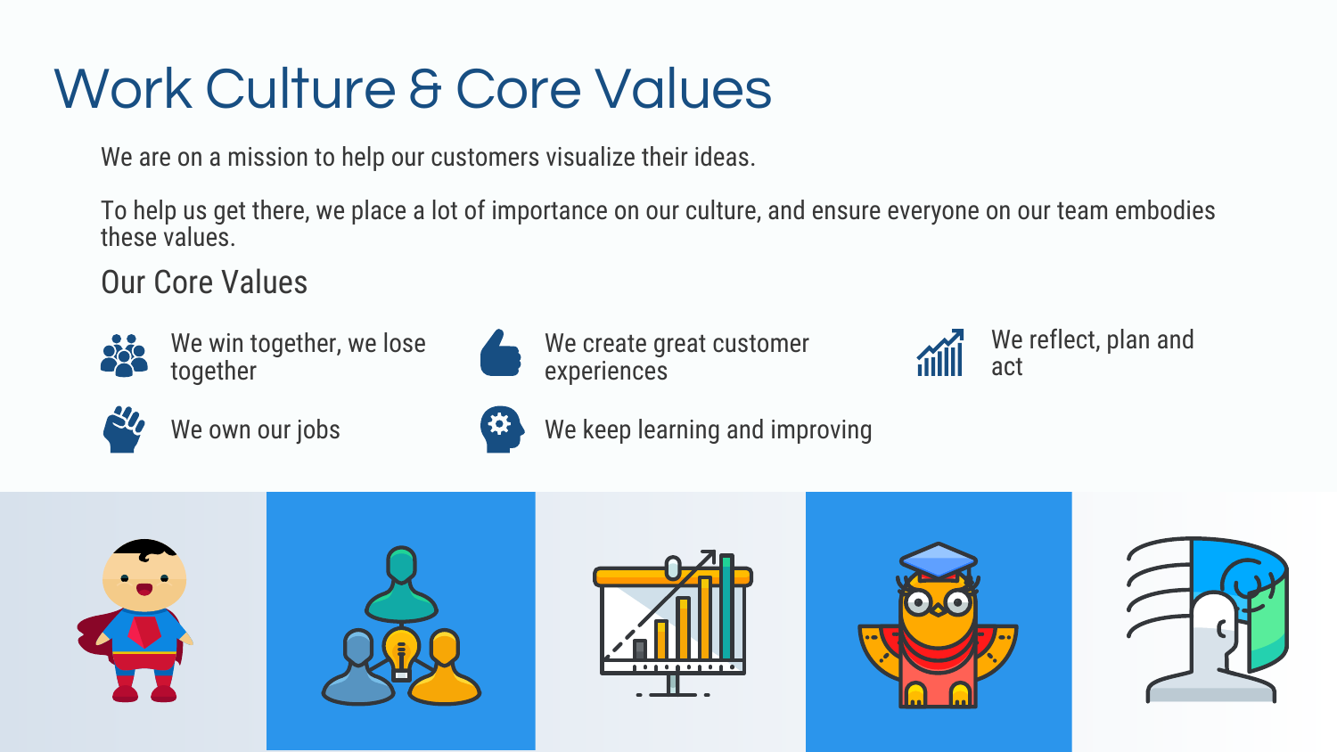# Work Culture & Core Values

We are on a mission to help our customers visualize their ideas.

To help us get there, we place a lot of importance on our culture, and ensure everyone on our team embodies these values.

## Our Core Values

- We win together, we lose together
- We create great customer experiences
- We reflect, plan and act
- We own our jobs
- We keep learning and improving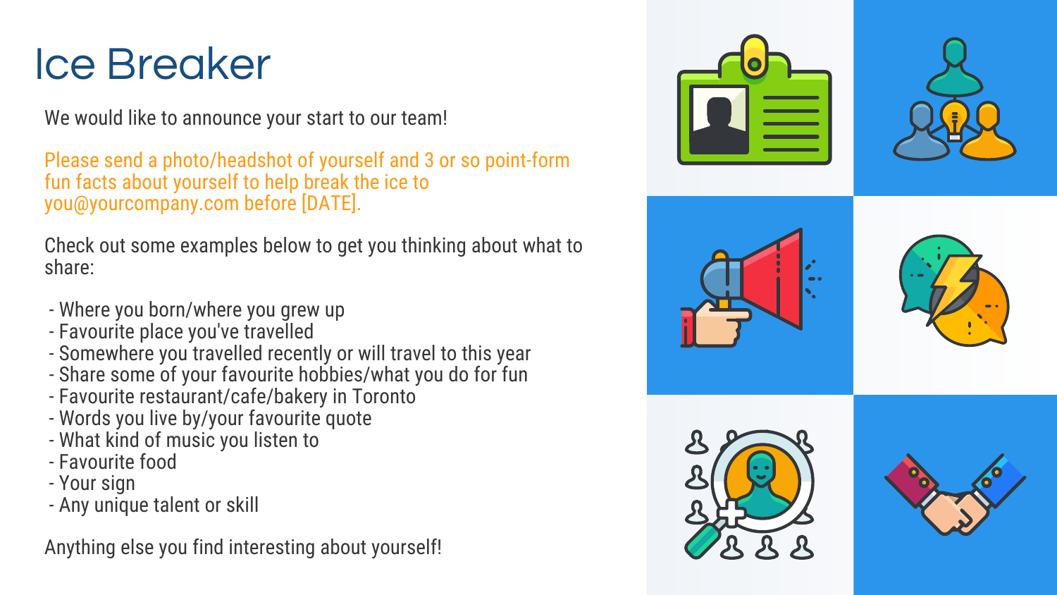# Ice Breaker

We would like to announce your start to our team!

Please send a photo/headshot of yourself and 3 or so point-form fun facts about yourself to help break the ice to you@yourcompany.com before [DATE].

Check out some examples below to get you thinking about what to share:

- Where you born/where you grew up
- Favourite place you've travelled
- Somewhere you travelled recently or will travel to this year
- Share some of your favourite hobbies/what you do for fun
- Favourite restaurant/cafe/bakery in Toronto
- Words you live by/your favourite quote
- What kind of music you listen to
- Favourite food
- Your sign
- Any unique talent or skill

Anything else you find interesting about yourself!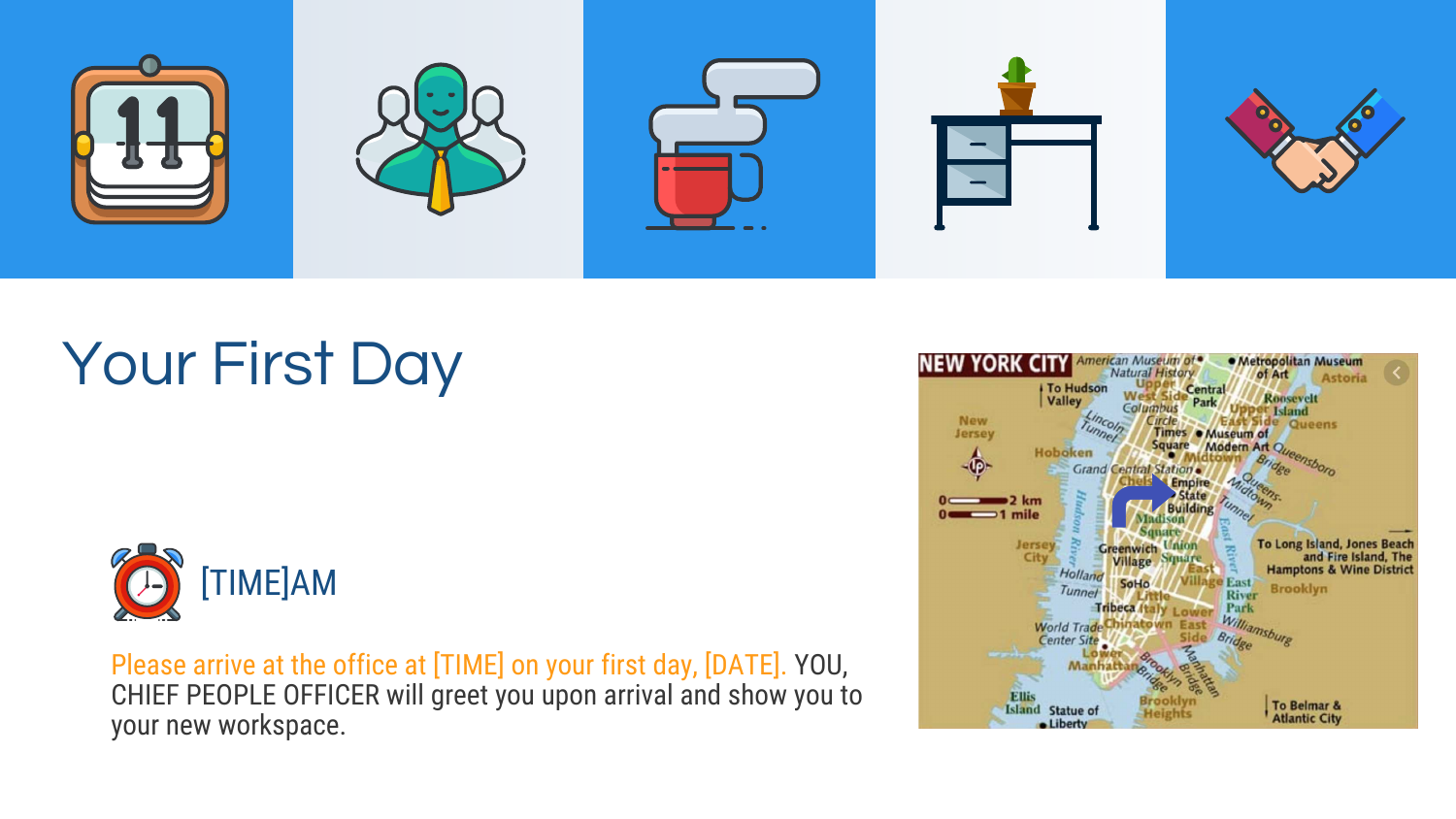# Your First Day

[TIME]AM

Please arrive at the office at [TIME] on your first day, [DATE]. YOU, CHIEF PEOPLE OFFICER will greet you upon arrival and show you to your new workspace.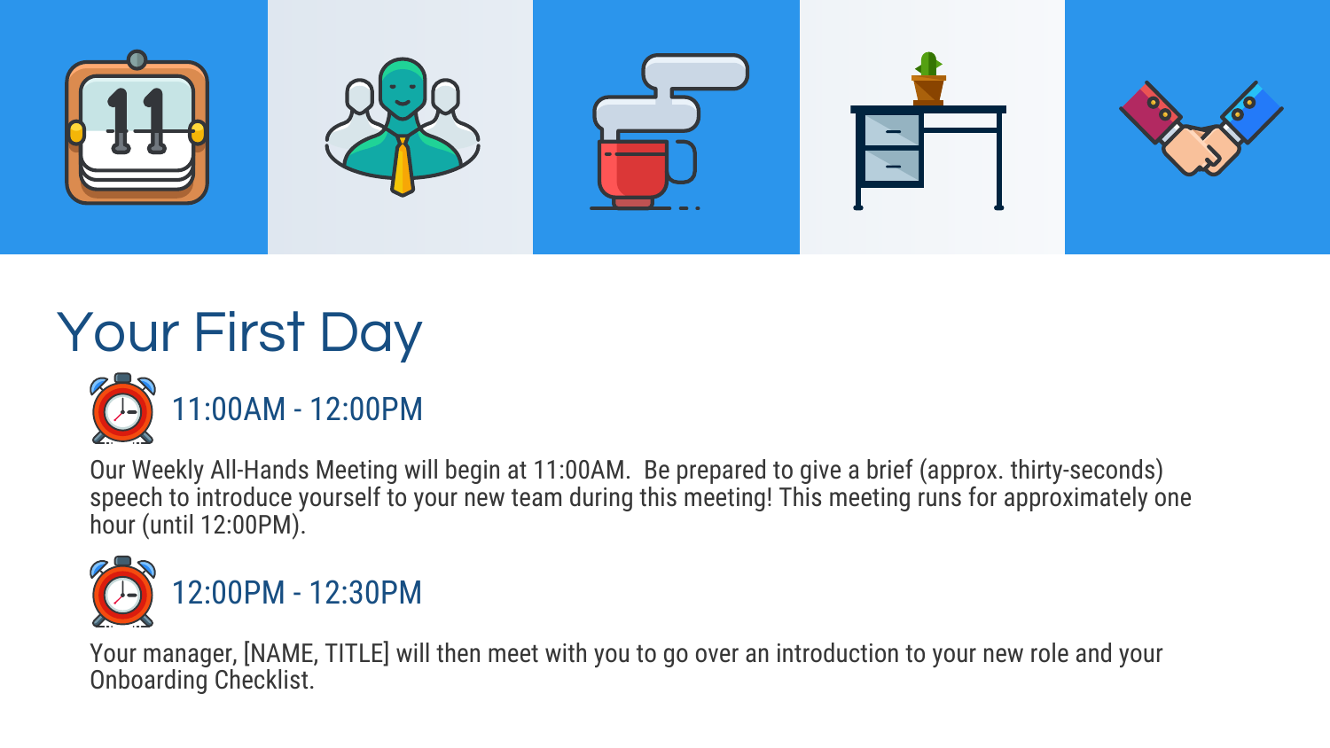# Your First Day

## 11:00AM - 12:00PM

Our Weekly All-Hands Meeting will begin at 11:00AM. Be prepared to give a brief (approx. thirty-seconds) speech to introduce yourself to your new team during this meeting! This meeting runs for approximately one hour (until 12:00PM).

## 12:00PM - 12:30PM

Your manager, [NAME, TITLE] will then meet with you to go over an introduction to your new role and your Onboarding Checklist.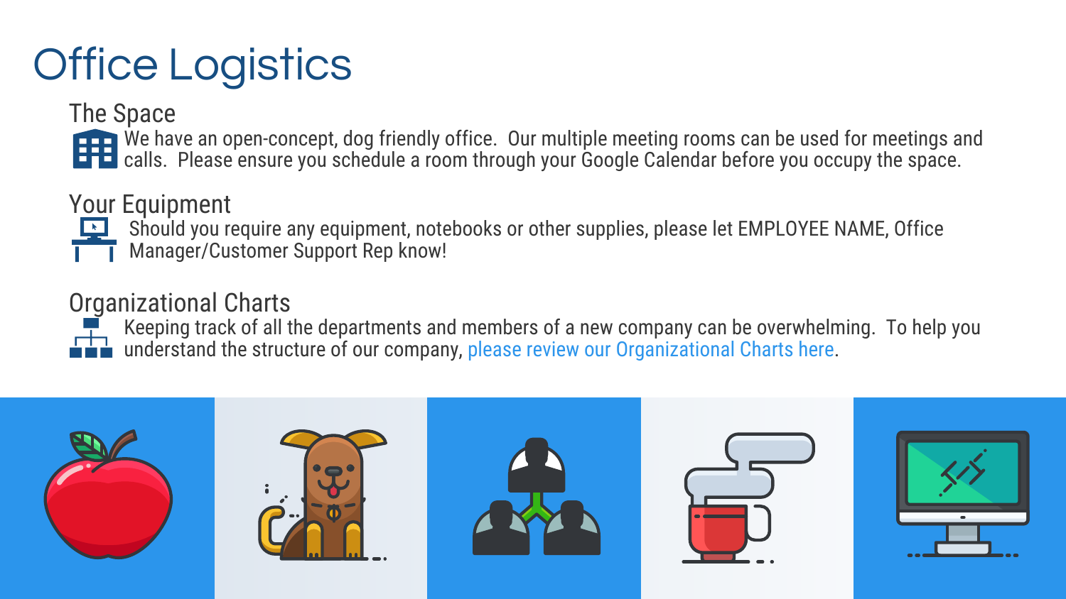# Office Logistics

## The Space

We have an open-concept, dog friendly office. Our multiple meeting rooms can be used for meetings and calls. Please ensure you schedule a room through your Google Calendar before you occupy the space.

## Your Equipment

Should you require any equipment, notebooks or other supplies, please let EMPLOYEE NAME, Office Manager/Customer Support Rep know!

## Organizational Charts

Keeping track of all the departments and members of a new company can be overwhelming. To help you understand the structure of our company, please review our Organizational Charts here.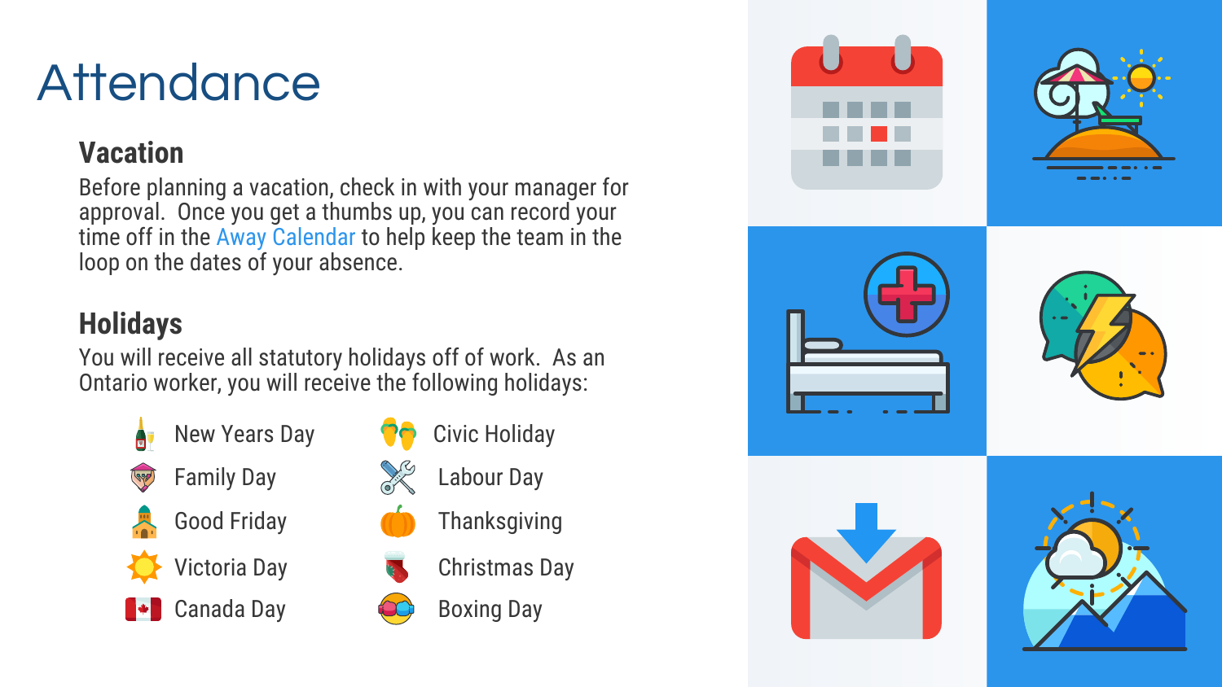# Attendance

## Vacation

Before planning a vacation, check in with your manager for approval. Once you get a thumbs up, you can record your time off in the Away Calendar to help keep the team in the loop on the dates of your absence.

## Holidays

You will receive all statutory holidays off of work. As an Ontario worker, you will receive the following holidays:

- New Years Day
- Family Day
- Good Friday
- Victoria Day
- Canada Day
- Civic Holiday
- Labour Day
- Thanksgiving
- Christmas Day
- Boxing Day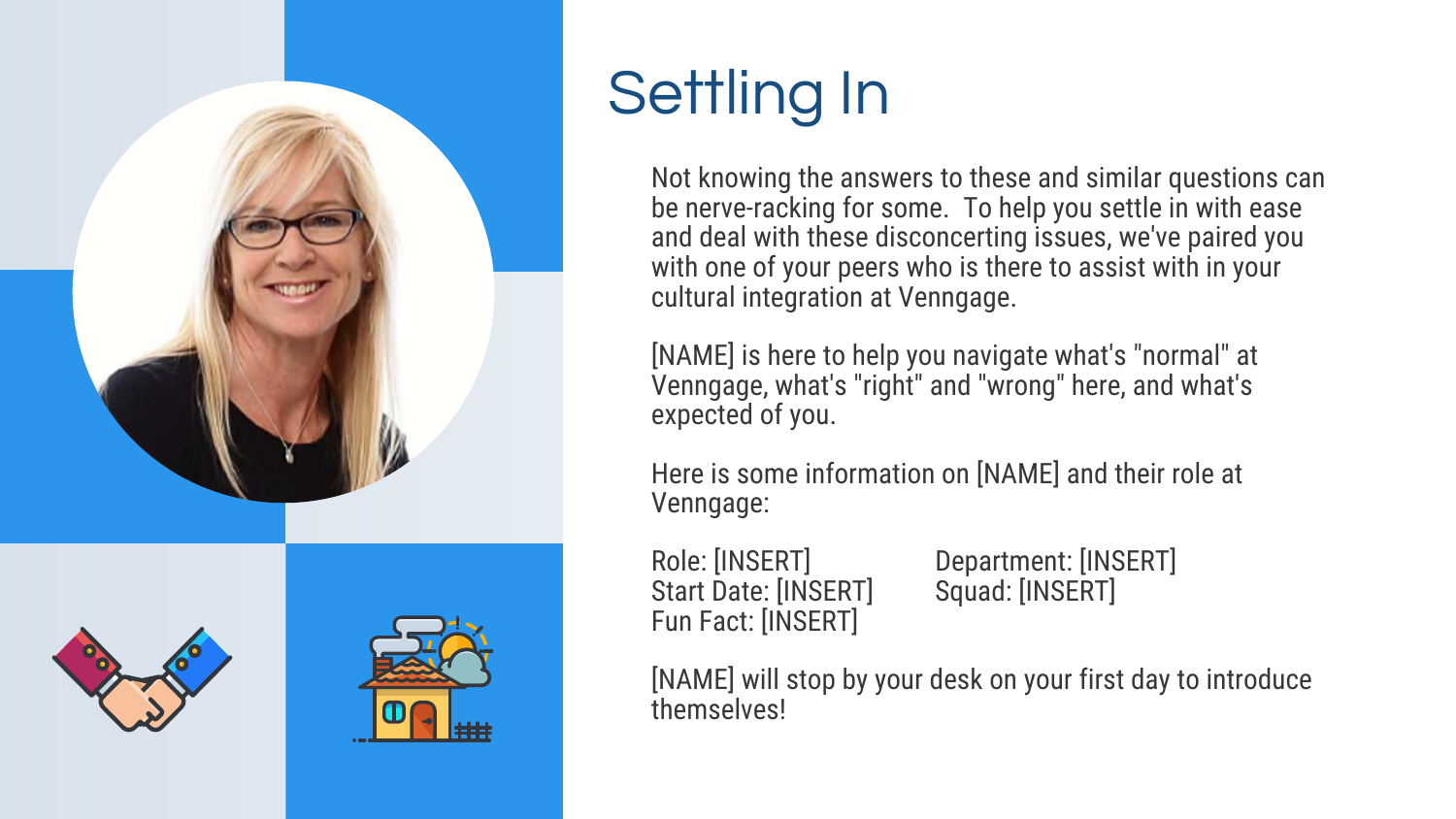# Settling In

Not knowing the answers to these and similar questions can be nerve-racking for some. To help you settle in with ease and deal with these disconcerting issues, we've paired you with one of your peers who is there to assist with in your cultural integration at Venngage.

[NAME] is here to help you navigate what's "normal" at Venngage, what's "right" and "wrong" here, and what's expected of you.

Here is some information on [NAME] and their role at Venngage:

Role: [INSERT]
Start Date: [INSERT]
Fun Fact: [INSERT]

Department: [INSERT]
Squad: [INSERT]

[NAME] will stop by your desk on your first day to introduce themselves!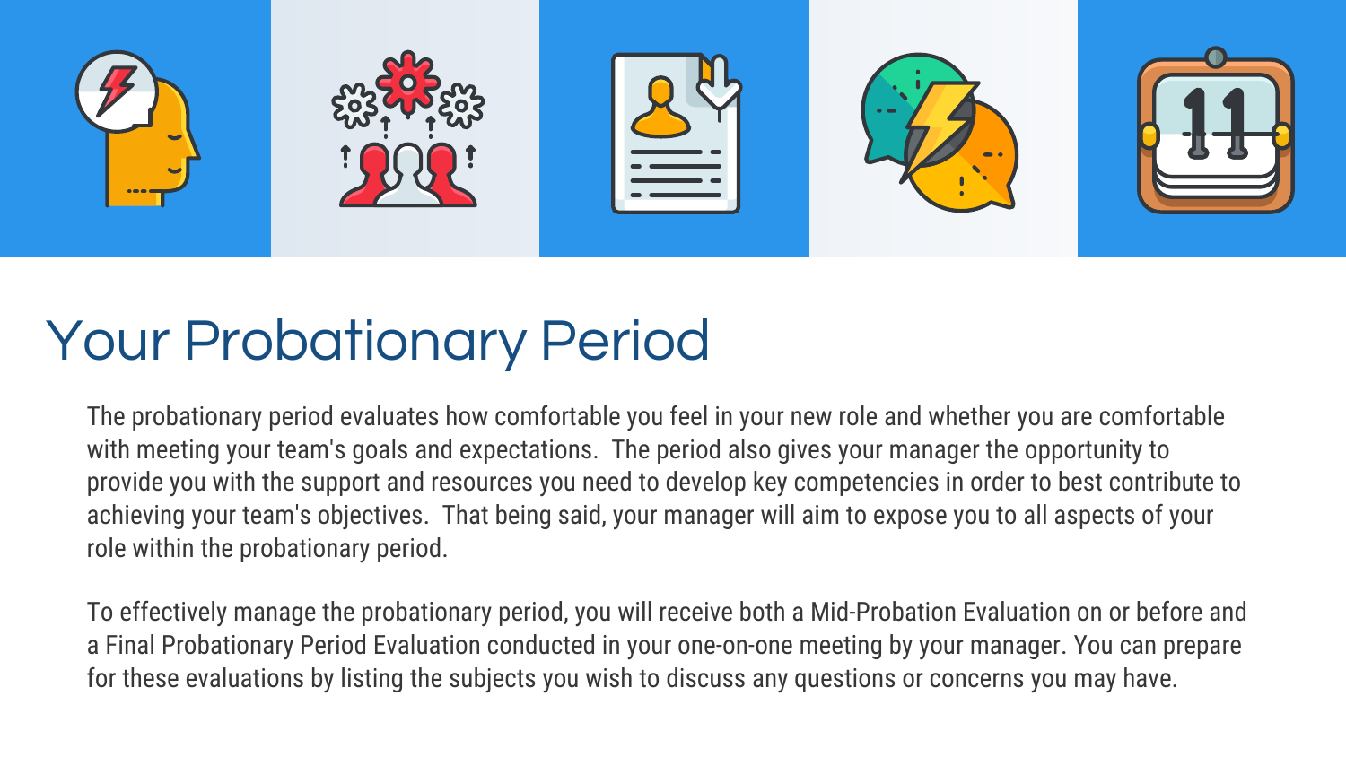# Your Probationary Period

The probationary period evaluates how comfortable you feel in your new role and whether you are comfortable with meeting your team's goals and expectations. The period also gives your manager the opportunity to provide you with the support and resources you need to develop key competencies in order to best contribute to achieving your team's objectives. That being said, your manager will aim to expose you to all aspects of your role within the probationary period.

To effectively manage the probationary period, you will receive both a Mid-Probation Evaluation on or before and a Final Probationary Period Evaluation conducted in your one-on-one meeting by your manager. You can prepare for these evaluations by listing the subjects you wish to discuss any questions or concerns you may have.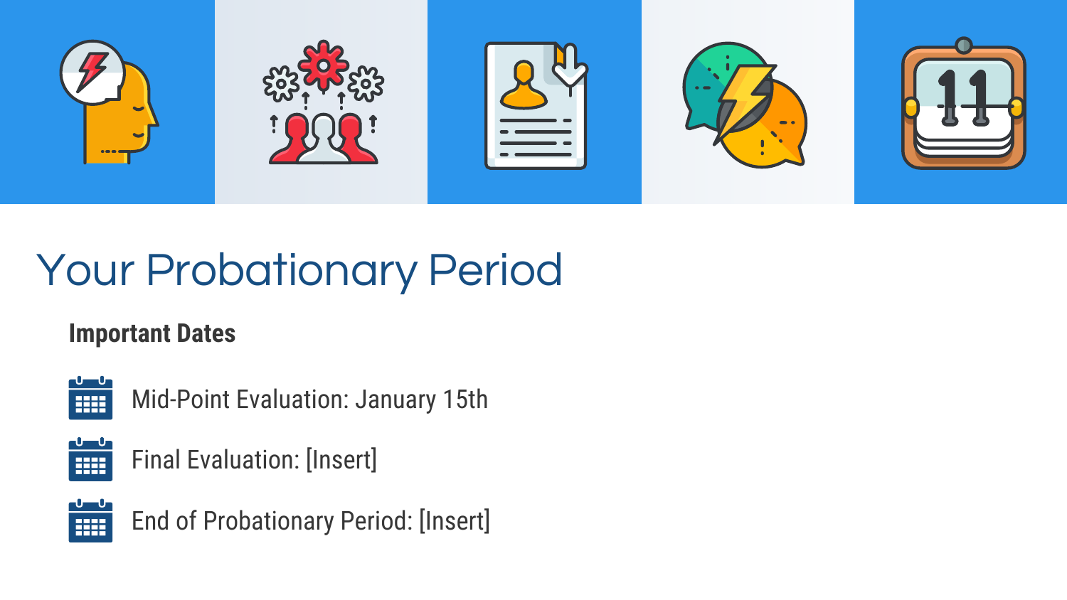# Your Probationary Period

**Important Dates**

- Mid-Point Evaluation: January 15th
- Final Evaluation: [Insert]
- End of Probationary Period: [Insert]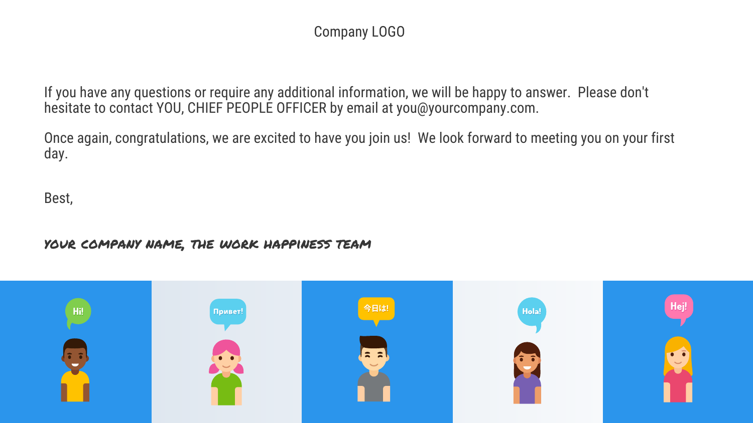Company LOGO

If you have any questions or require any additional information, we will be happy to answer.  Please don't hesitate to contact YOU, CHIEF PEOPLE OFFICER by email at you@yourcompany.com.

Once again, congratulations, we are excited to have you join us!  We look forward to meeting you on your first day.

Best,

*YOUR COMPANY NAME, THE WORK HAPPINESS TEAM*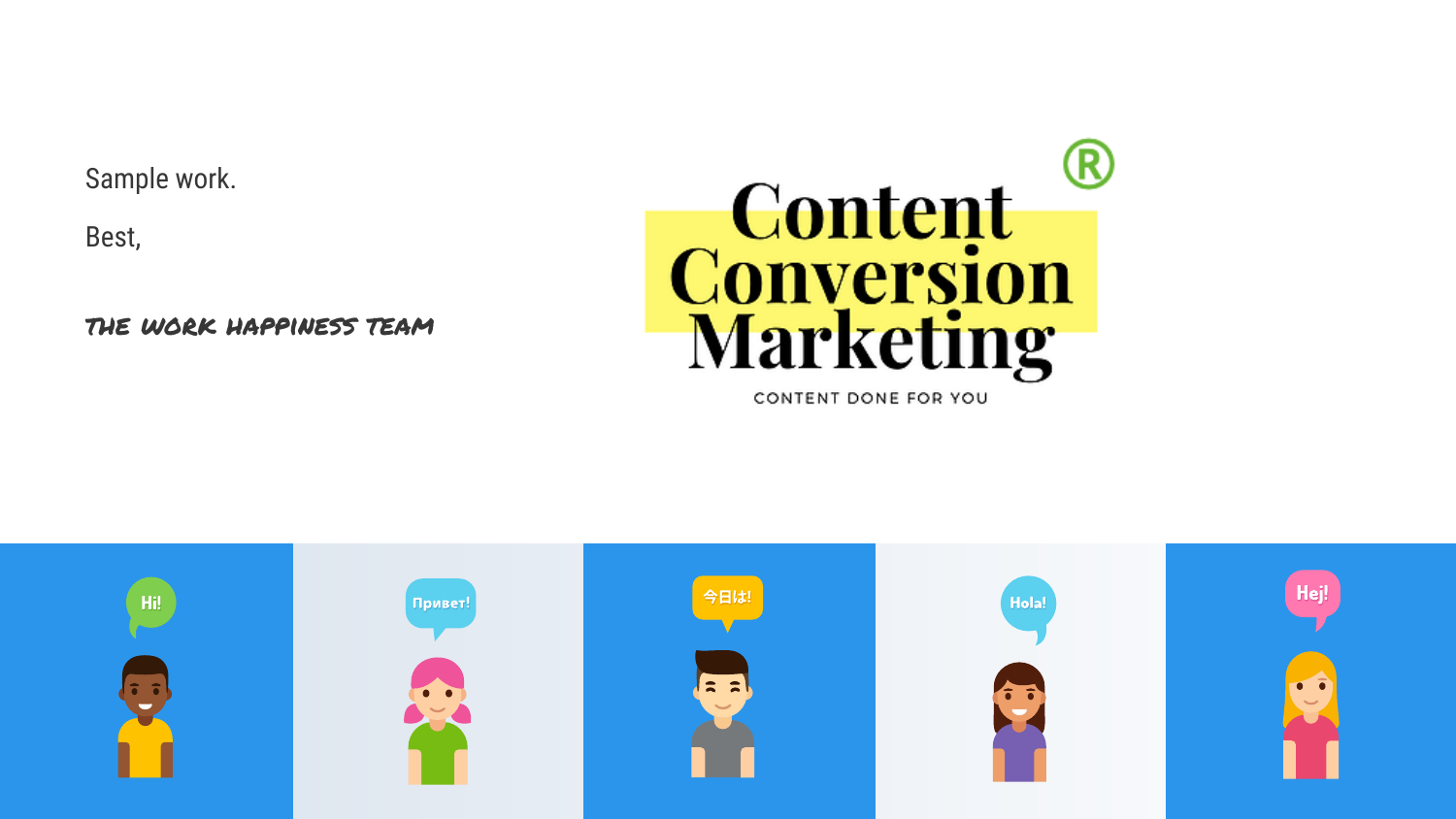Sample work.

Best,

THE WORK HAPPINESS TEAM

Content Conversion Marketing

CONTENT DONE FOR YOU

Hi!

Привет!

今日は!

Hola!

Hej!